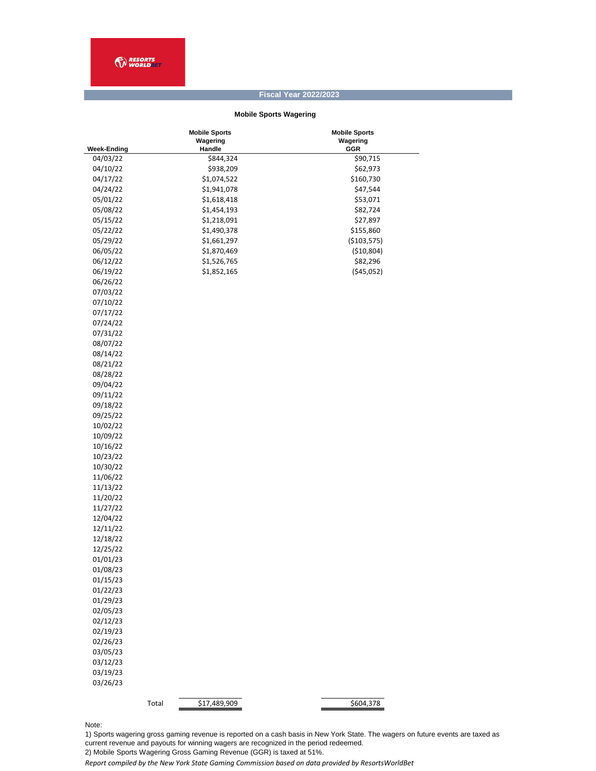**Fiscal Year 2022/2023**

**Mobile Sports Wagering**

| Week-Ending | Mobile Sports Wagering Handle | Mobile Sports Wagering GGR |
|---|---|---|
| 04/03/22 | $844,324 | $90,715 |
| 04/10/22 | $938,209 | $62,973 |
| 04/17/22 | $1,074,522 | $160,730 |
| 04/24/22 | $1,941,078 | $47,544 |
| 05/01/22 | $1,618,418 | $53,071 |
| 05/08/22 | $1,454,193 | $82,724 |
| 05/15/22 | $1,218,091 | $27,897 |
| 05/22/22 | $1,490,378 | $155,860 |
| 05/29/22 | $1,661,297 | ($103,575) |
| 06/05/22 | $1,870,469 | ($10,804) |
| 06/12/22 | $1,526,765 | $82,296 |
| 06/19/22 | $1,852,165 | ($45,052) |
| 06/26/22 | | |
| 07/03/22 | | |
| 07/10/22 | | |
| 07/17/22 | | |
| 07/24/22 | | |
| 07/31/22 | | |
| 08/07/22 | | |
| 08/14/22 | | |
| 08/21/22 | | |
| 08/28/22 | | |
| 09/04/22 | | |
| 09/11/22 | | |
| 09/18/22 | | |
| 09/25/22 | | |
| 10/02/22 | | |
| 10/09/22 | | |
| 10/16/22 | | |
| 10/23/22 | | |
| 10/30/22 | | |
| 11/06/22 | | |
| 11/13/22 | | |
| 11/20/22 | | |
| 11/27/22 | | |
| 12/04/22 | | |
| 12/11/22 | | |
| 12/18/22 | | |
| 12/25/22 | | |
| 01/01/23 | | |
| 01/08/23 | | |
| 01/15/23 | | |
| 01/22/23 | | |
| 01/29/23 | | |
| 02/05/23 | | |
| 02/12/23 | | |
| 02/19/23 | | |
| 02/26/23 | | |
| 03/05/23 | | |
| 03/12/23 | | |
| 03/19/23 | | |
| 03/26/23 | | |
| Total | $17,489,909 | $604,378 |

Note:

1) Sports wagering gross gaming revenue is reported on a cash basis in New York State. The wagers on future events are taxed as current revenue and payouts for winning wagers are recognized in the period redeemed.

2) Mobile Sports Wagering Gross Gaming Revenue (GGR) is taxed at 51%.

*Report compiled by the New York State Gaming Commission based on data provided by ResortsWorldBet*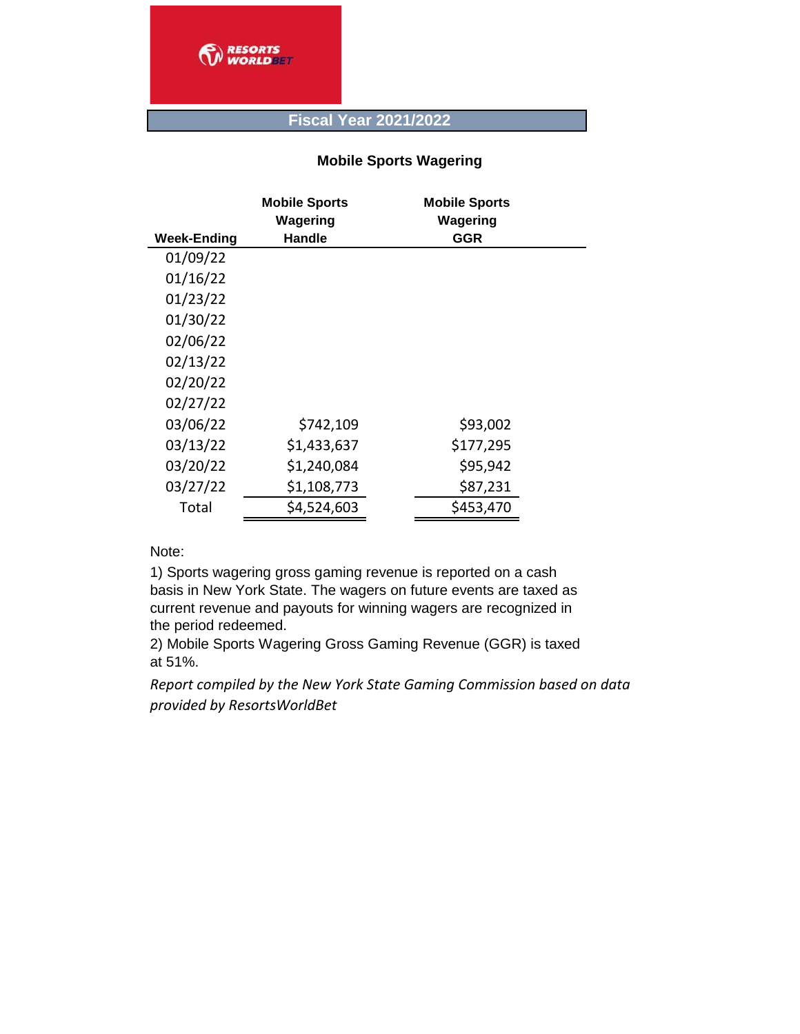RESORTS WORLDBET

## Fiscal Year 2021/2022

### Mobile Sports Wagering

| Week-Ending | Mobile Sports Wagering Handle | Mobile Sports Wagering GGR |
|---|---|---|
| 01/09/22 | | |
| 01/16/22 | | |
| 01/23/22 | | |
| 01/30/22 | | |
| 02/06/22 | | |
| 02/13/22 | | |
| 02/20/22 | | |
| 02/27/22 | | |
| 03/06/22 | $742,109 | $93,002 |
| 03/13/22 | $1,433,637 | $177,295 |
| 03/20/22 | $1,240,084 | $95,942 |
| 03/27/22 | $1,108,773 | $87,231 |
| Total | $4,524,603 | $453,470 |

Note:

1) Sports wagering gross gaming revenue is reported on a cash basis in New York State. The wagers on future events are taxed as current revenue and payouts for winning wagers are recognized in the period redeemed.

2) Mobile Sports Wagering Gross Gaming Revenue (GGR) is taxed at 51%.

*Report compiled by the New York State Gaming Commission based on data provided by ResortsWorldBet*